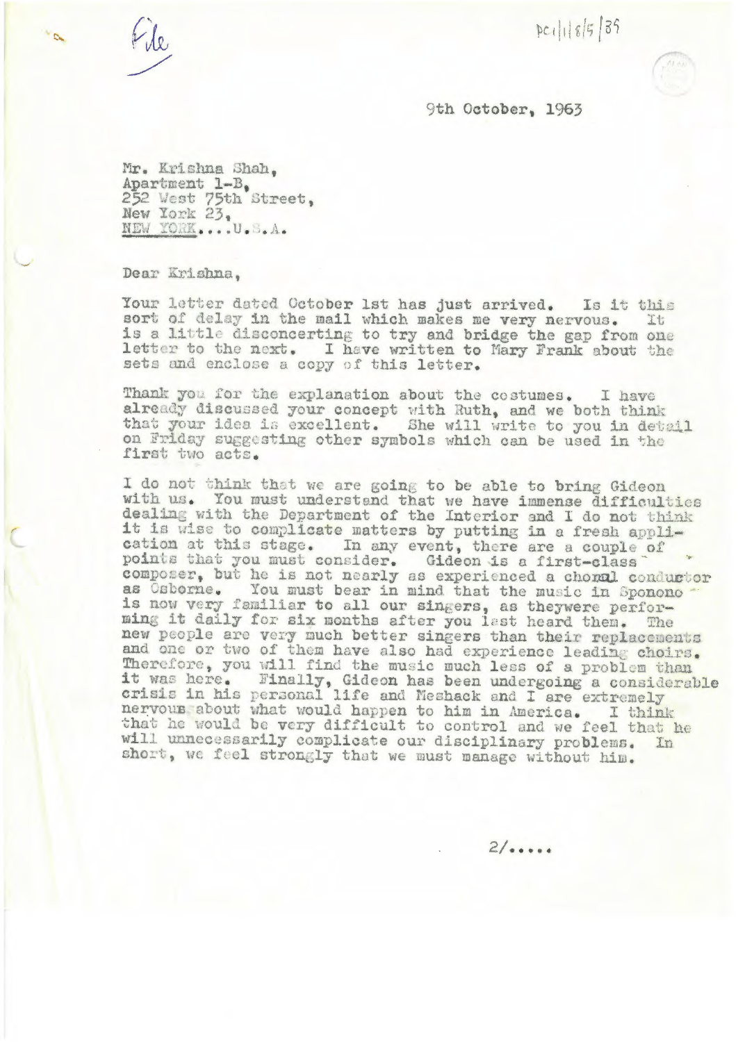File

PC1/1/8/5/39

9th October, 1963

Mr. Krishna Shah,
Apartment 1-B,
252 West 75th Street,
New York 23,
NEW YORK....U.S.A.

Dear Krishna,

Your letter dated October 1st has just arrived. Is it this sort of delay in the mail which makes me very nervous. It is a little disconcerting to try and bridge the gap from one letter to the next. I have written to Mary Frank about the sets and enclose a copy of this letter.

Thank you for the explanation about the costumes. I have already discussed your concept with Ruth, and we both think that your idea is excellent. She will write to you in detail on Friday suggesting other symbols which can be used in the first two acts.

I do not think that we are going to be able to bring Gideon with us. You must understand that we have immense difficulties dealing with the Department of the Interior and I do not think it is wise to complicate matters by putting in a fresh application at this stage. In any event, there are a couple of points that you must consider. Gideon is a first-class composer, but he is not nearly as experienced a choral conductor as Osborne. You must bear in mind that the music in Sponono is now very familiar to all our singers, as theywere performing it daily for six months after you last heard them. The new people are very much better singers than their replacements and one or two of them have also had experience leading choirs. Therefore, you will find the music much less of a problem than it was here. Finally, Gideon has been undergoing a considerable crisis in his personal life and Meshack and I are extremely nervous about what would happen to him in America. I think that he would be very difficult to control and we feel that he will unnecessarily complicate our disciplinary problems. In short, we feel strongly that we must manage without him.

2/.....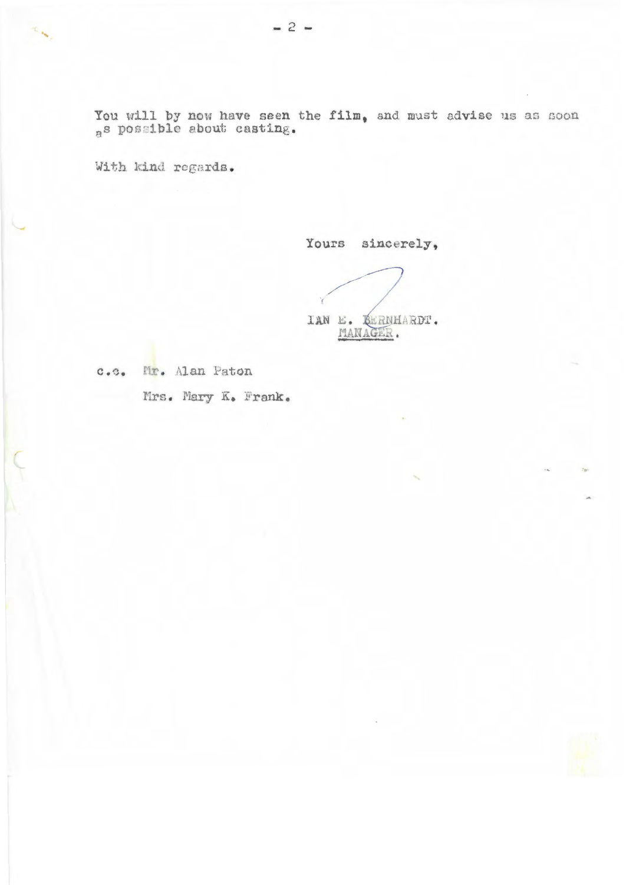You will by now have seen the film, and must advise us as soon as possible about casting.

With kind regards.

Yours sincerely,

IAN E. BERNHARDT.
MANAGER.

c.c. Mr. Alan Paton

Mrs. Mary K. Frank.